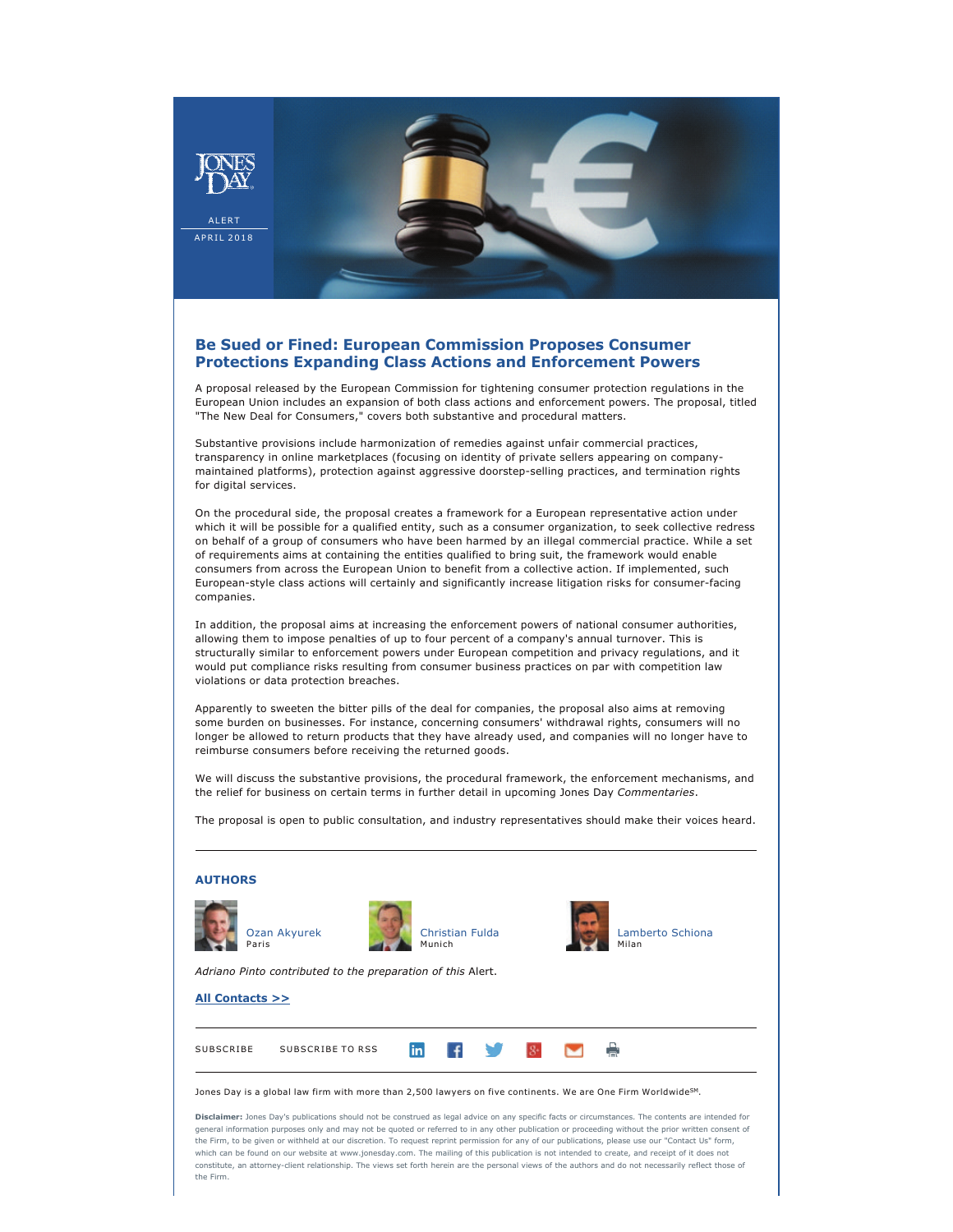JONES DAY

ALERT

APRIL 2018

# Be Sued or Fined: European Commission Proposes Consumer Protections Expanding Class Actions and Enforcement Powers

A proposal released by the European Commission for tightening consumer protection regulations in the European Union includes an expansion of both class actions and enforcement powers. The proposal, titled "The New Deal for Consumers," covers both substantive and procedural matters.

Substantive provisions include harmonization of remedies against unfair commercial practices, transparency in online marketplaces (focusing on identity of private sellers appearing on company-maintained platforms), protection against aggressive doorstep-selling practices, and termination rights for digital services.

On the procedural side, the proposal creates a framework for a European representative action under which it will be possible for a qualified entity, such as a consumer organization, to seek collective redress on behalf of a group of consumers who have been harmed by an illegal commercial practice. While a set of requirements aims at containing the entities qualified to bring suit, the framework would enable consumers from across the European Union to benefit from a collective action. If implemented, such European-style class actions will certainly and significantly increase litigation risks for consumer-facing companies.

In addition, the proposal aims at increasing the enforcement powers of national consumer authorities, allowing them to impose penalties of up to four percent of a company's annual turnover. This is structurally similar to enforcement powers under European competition and privacy regulations, and it would put compliance risks resulting from consumer business practices on par with competition law violations or data protection breaches.

Apparently to sweeten the bitter pills of the deal for companies, the proposal also aims at removing some burden on businesses. For instance, concerning consumers' withdrawal rights, consumers will no longer be allowed to return products that they have already used, and companies will no longer have to reimburse consumers before receiving the returned goods.

We will discuss the substantive provisions, the procedural framework, the enforcement mechanisms, and the relief for business on certain terms in further detail in upcoming Jones Day *Commentaries*.

The proposal is open to public consultation, and industry representatives should make their voices heard.

---

## AUTHORS

Ozan Akyurek
Paris

Christian Fulda
Munich

Lamberto Schiona
Milan

*Adriano Pinto contributed to the preparation of this* Alert.

**All Contacts >>**

---

SUBSCRIBE SUBSCRIBE TO RSS

---

Jones Day is a global law firm with more than 2,500 lawyers on five continents. We are One Firm Worldwide℠.

**Disclaimer:** Jones Day's publications should not be construed as legal advice on any specific facts or circumstances. The contents are intended for general information purposes only and may not be quoted or referred to in any other publication or proceeding without the prior written consent of the Firm, to be given or withheld at our discretion. To request reprint permission for any of our publications, please use our "Contact Us" form, which can be found on our website at www.jonesday.com. The mailing of this publication is not intended to create, and receipt of it does not constitute, an attorney-client relationship. The views set forth herein are the personal views of the authors and do not necessarily reflect those of the Firm.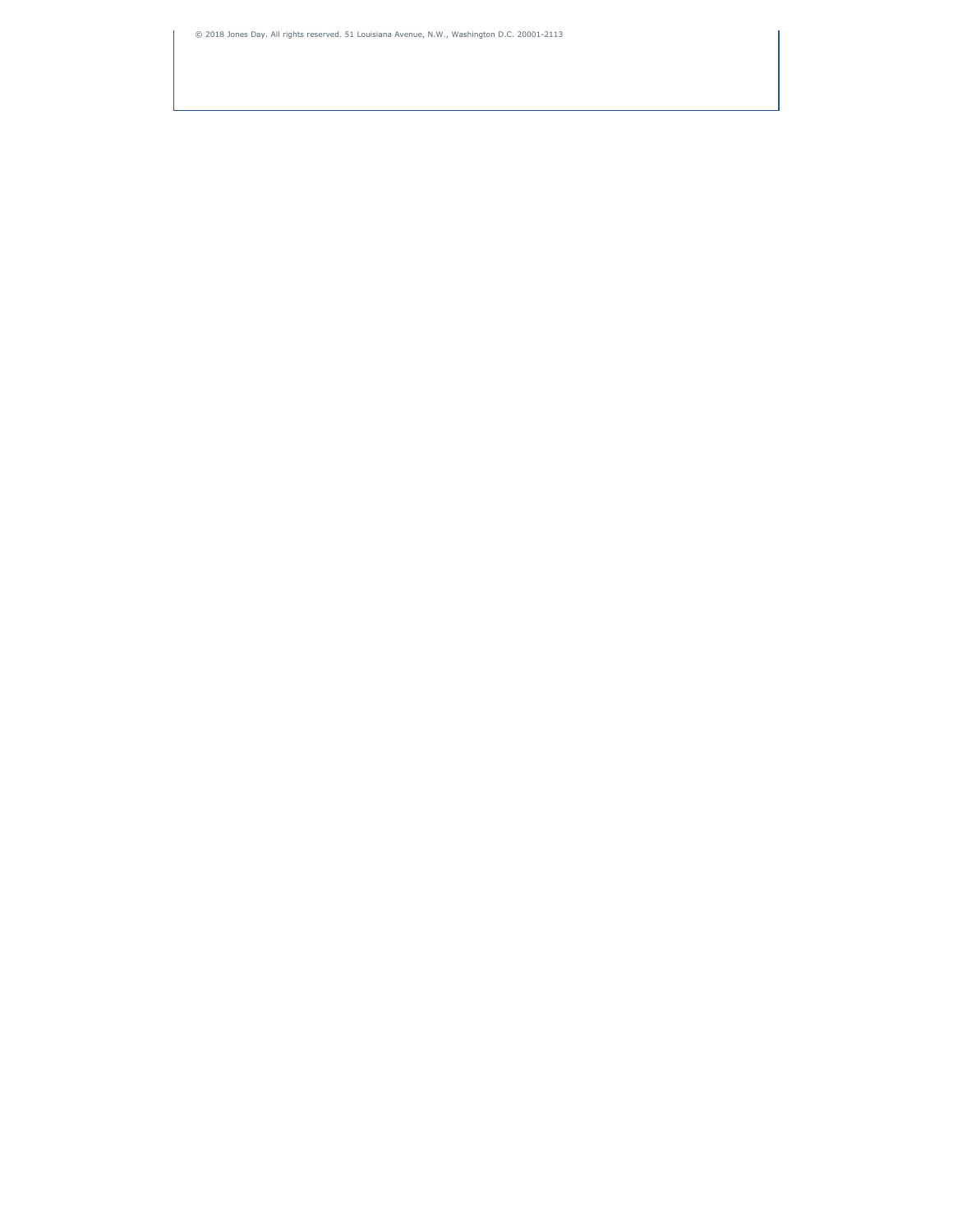© 2018 Jones Day. All rights reserved. 51 Louisiana Avenue, N.W., Washington D.C. 20001-2113